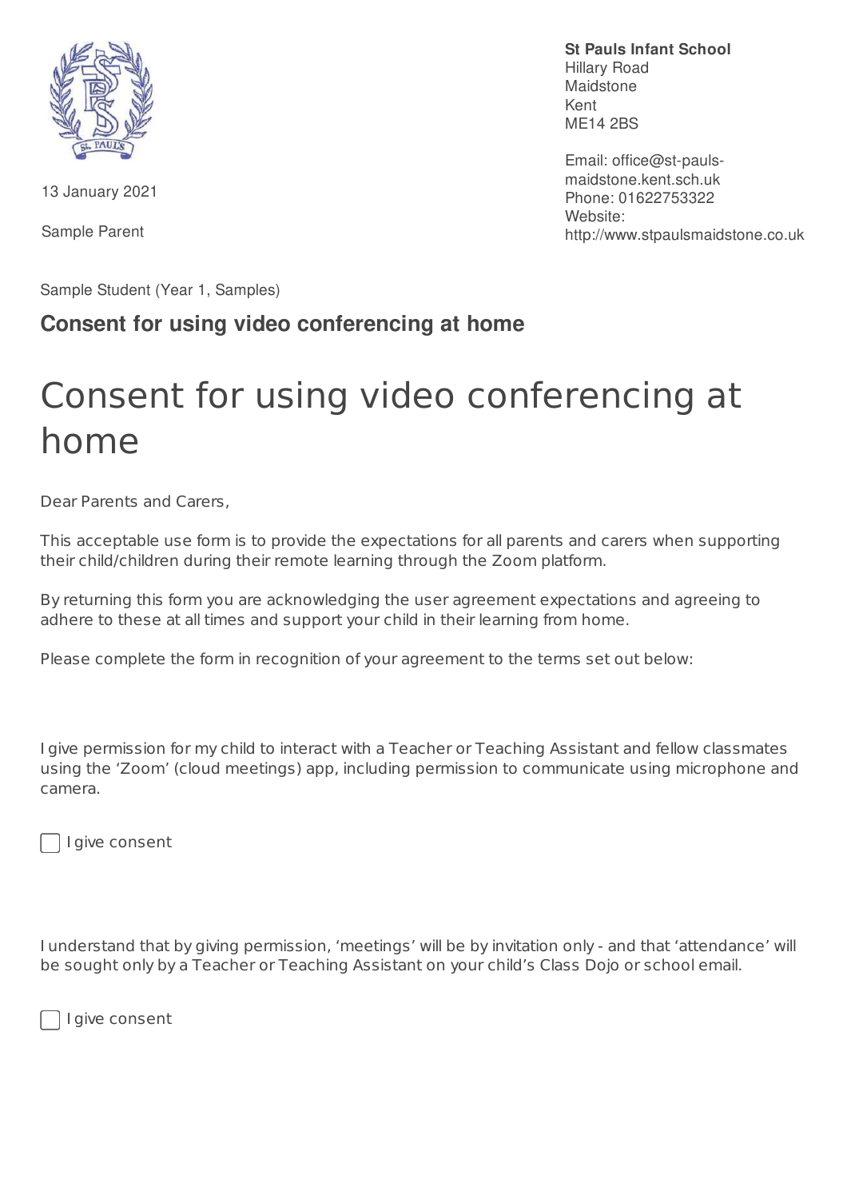**St Pauls Infant School**
Hillary Road
Maidstone
Kent
ME14 2BS

Email: office@st-pauls-maidstone.kent.sch.uk
Phone: 01622753322
Website: http://www.stpaulsmaidstone.co.uk

13 January 2021

Sample Parent

Sample Student (Year 1, Samples)

**Consent for using video conferencing at home**

# Consent for using video conferencing at home

Dear Parents and Carers,

This acceptable use form is to provide the expectations for all parents and carers when supporting their child/children during their remote learning through the Zoom platform.

By returning this form you are acknowledging the user agreement expectations and agreeing to adhere to these at all times and support your child in their learning from home.

Please complete the form in recognition of your agreement to the terms set out below:

I give permission for my child to interact with a Teacher or Teaching Assistant and fellow classmates using the 'Zoom' (cloud meetings) app, including permission to communicate using microphone and camera.

- [ ] I give consent

I understand that by giving permission, 'meetings' will be by invitation only - and that 'attendance' will be sought only by a Teacher or Teaching Assistant on your child's Class Dojo or school email.

- [ ] I give consent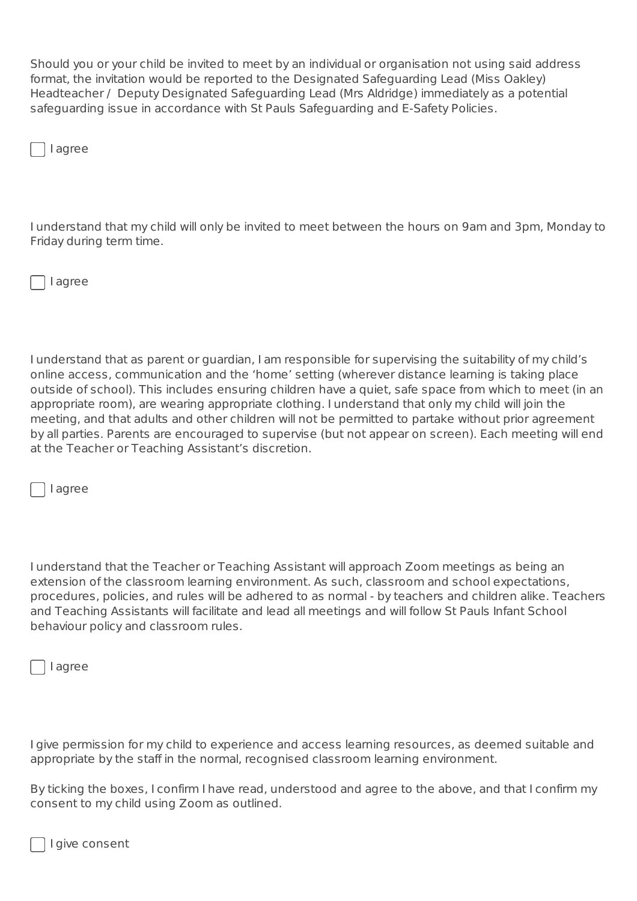Should you or your child be invited to meet by an individual or organisation not using said address format, the invitation would be reported to the Designated Safeguarding Lead (Miss Oakley) Headteacher / Deputy Designated Safeguarding Lead (Mrs Aldridge) immediately as a potential safeguarding issue in accordance with St Pauls Safeguarding and E-Safety Policies.

- [ ] I agree

I understand that my child will only be invited to meet between the hours on 9am and 3pm, Monday to Friday during term time.

- [ ] I agree

I understand that as parent or guardian, I am responsible for supervising the suitability of my child's online access, communication and the 'home' setting (wherever distance learning is taking place outside of school). This includes ensuring children have a quiet, safe space from which to meet (in an appropriate room), are wearing appropriate clothing. I understand that only my child will join the meeting, and that adults and other children will not be permitted to partake without prior agreement by all parties. Parents are encouraged to supervise (but not appear on screen). Each meeting will end at the Teacher or Teaching Assistant's discretion.

- [ ] I agree

I understand that the Teacher or Teaching Assistant will approach Zoom meetings as being an extension of the classroom learning environment. As such, classroom and school expectations, procedures, policies, and rules will be adhered to as normal - by teachers and children alike. Teachers and Teaching Assistants will facilitate and lead all meetings and will follow St Pauls Infant School behaviour policy and classroom rules.

- [ ] I agree

I give permission for my child to experience and access learning resources, as deemed suitable and appropriate by the staff in the normal, recognised classroom learning environment.

By ticking the boxes, I confirm I have read, understood and agree to the above, and that I confirm my consent to my child using Zoom as outlined.

- [ ] I give consent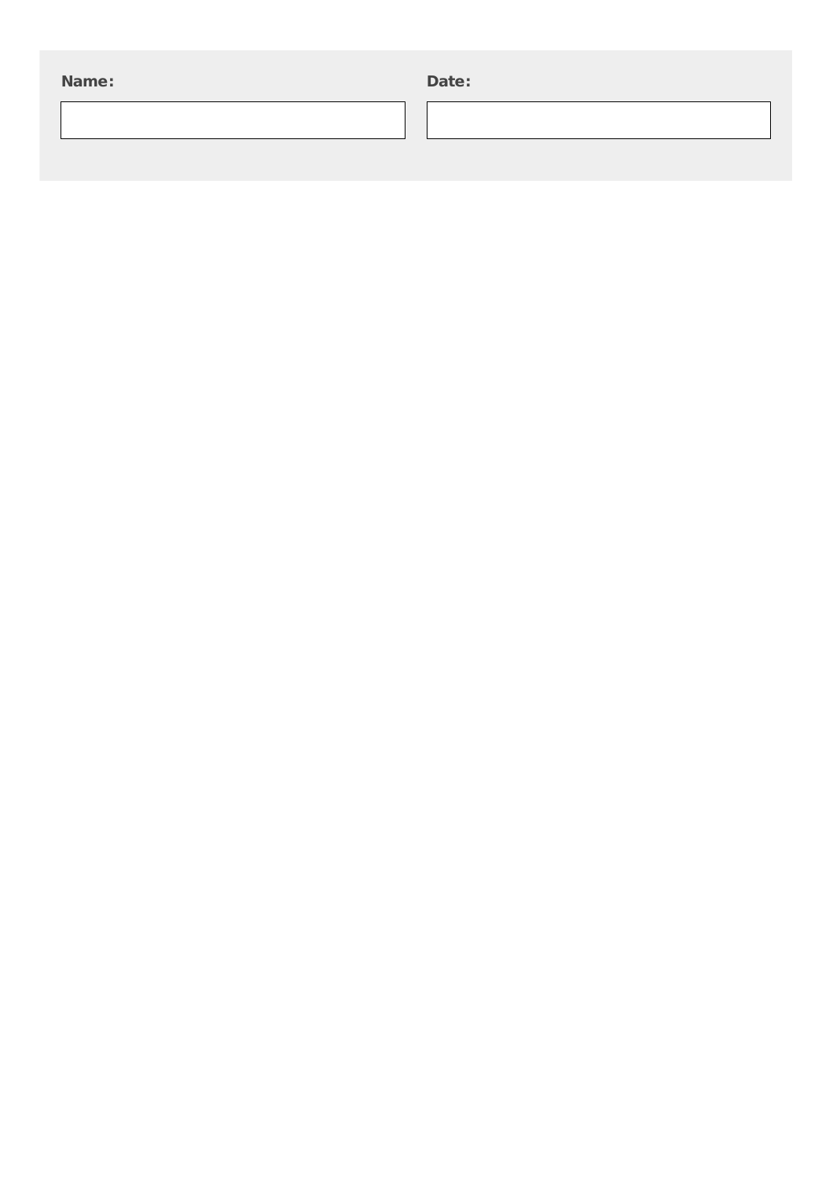**Name:**

**Date:**